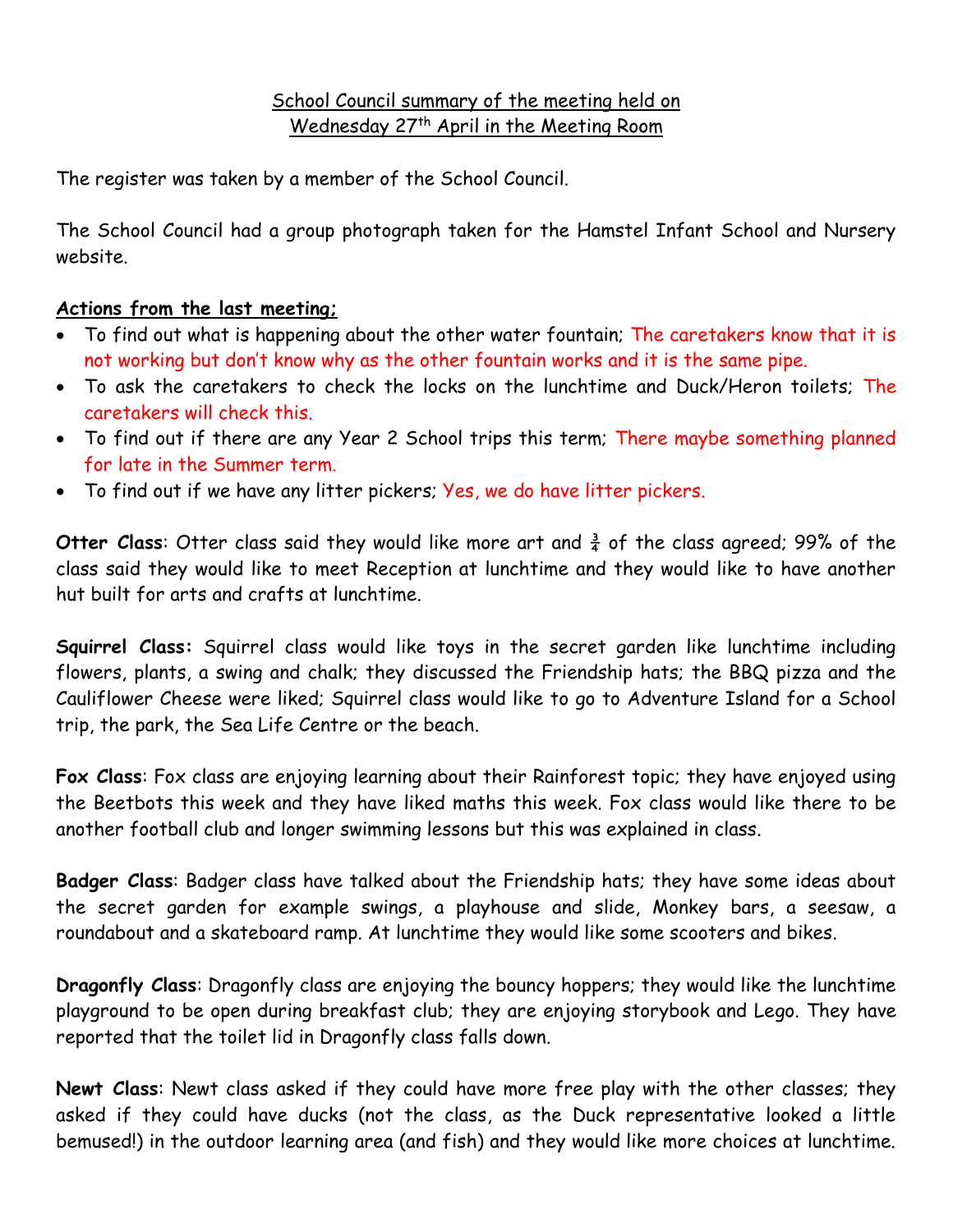School Council summary of the meeting held on Wednesday 27th April in the Meeting Room

The register was taken by a member of the School Council.

The School Council had a group photograph taken for the Hamstel Infant School and Nursery website.

**Actions from the last meeting;**

- To find out what is happening about the other water fountain; The caretakers know that it is not working but don't know why as the other fountain works and it is the same pipe.
- To ask the caretakers to check the locks on the lunchtime and Duck/Heron toilets; The caretakers will check this.
- To find out if there are any Year 2 School trips this term; There maybe something planned for late in the Summer term.
- To find out if we have any litter pickers; Yes, we do have litter pickers.

**Otter Class**: Otter class said they would like more art and ¾ of the class agreed; 99% of the class said they would like to meet Reception at lunchtime and they would like to have another hut built for arts and crafts at lunchtime.

**Squirrel Class:** Squirrel class would like toys in the secret garden like lunchtime including flowers, plants, a swing and chalk; they discussed the Friendship hats; the BBQ pizza and the Cauliflower Cheese were liked; Squirrel class would like to go to Adventure Island for a School trip, the park, the Sea Life Centre or the beach.

**Fox Class**: Fox class are enjoying learning about their Rainforest topic; they have enjoyed using the Beetbots this week and they have liked maths this week. Fox class would like there to be another football club and longer swimming lessons but this was explained in class.

**Badger Class**: Badger class have talked about the Friendship hats; they have some ideas about the secret garden for example swings, a playhouse and slide, Monkey bars, a seesaw, a roundabout and a skateboard ramp. At lunchtime they would like some scooters and bikes.

**Dragonfly Class**: Dragonfly class are enjoying the bouncy hoppers; they would like the lunchtime playground to be open during breakfast club; they are enjoying storybook and Lego. They have reported that the toilet lid in Dragonfly class falls down.

**Newt Class**: Newt class asked if they could have more free play with the other classes; they asked if they could have ducks (not the class, as the Duck representative looked a little bemused!) in the outdoor learning area (and fish) and they would like more choices at lunchtime.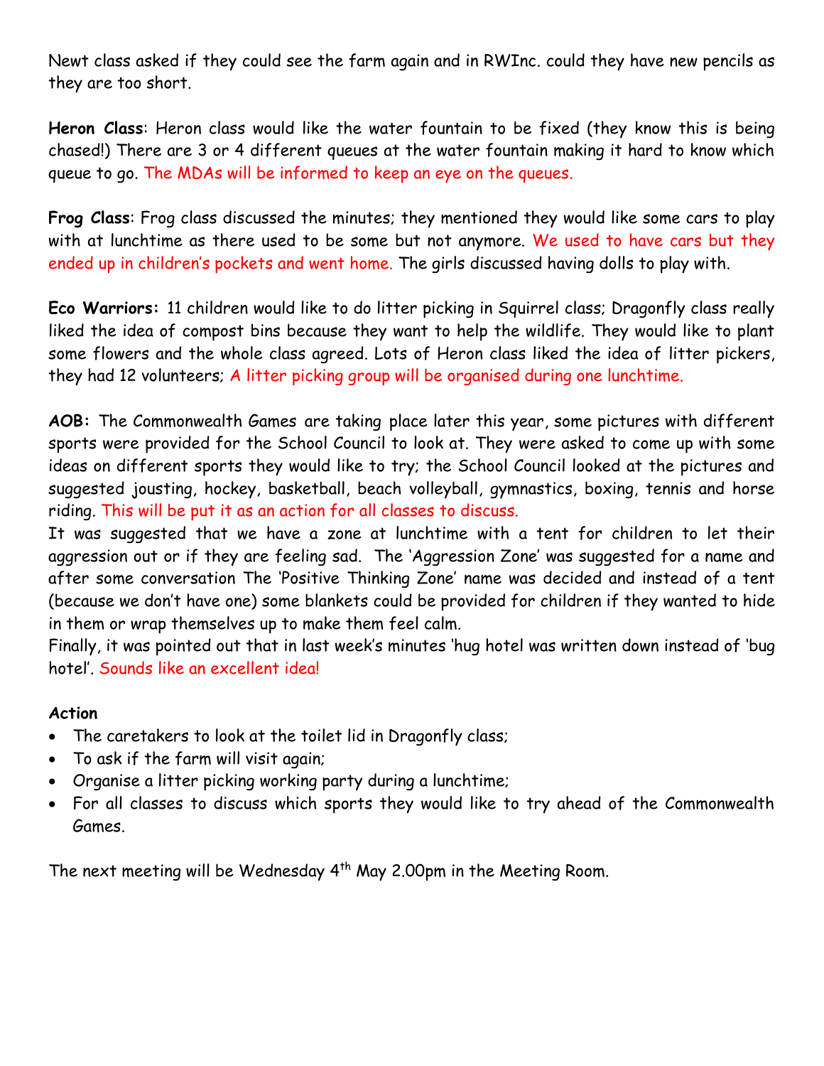Newt class asked if they could see the farm again and in RWInc. could they have new pencils as they are too short.

**Heron Class**: Heron class would like the water fountain to be fixed (they know this is being chased!) There are 3 or 4 different queues at the water fountain making it hard to know which queue to go. The MDAs will be informed to keep an eye on the queues.

**Frog Class**: Frog class discussed the minutes; they mentioned they would like some cars to play with at lunchtime as there used to be some but not anymore. We used to have cars but they ended up in children's pockets and went home. The girls discussed having dolls to play with.

**Eco Warriors:** 11 children would like to do litter picking in Squirrel class; Dragonfly class really liked the idea of compost bins because they want to help the wildlife. They would like to plant some flowers and the whole class agreed. Lots of Heron class liked the idea of litter pickers, they had 12 volunteers; A litter picking group will be organised during one lunchtime.

**AOB:** The Commonwealth Games are taking place later this year, some pictures with different sports were provided for the School Council to look at. They were asked to come up with some ideas on different sports they would like to try; the School Council looked at the pictures and suggested jousting, hockey, basketball, beach volleyball, gymnastics, boxing, tennis and horse riding. This will be put it as an action for all classes to discuss.
It was suggested that we have a zone at lunchtime with a tent for children to let their aggression out or if they are feeling sad. The 'Aggression Zone' was suggested for a name and after some conversation The 'Positive Thinking Zone' name was decided and instead of a tent (because we don't have one) some blankets could be provided for children if they wanted to hide in them or wrap themselves up to make them feel calm.
Finally, it was pointed out that in last week's minutes 'hug hotel was written down instead of 'bug hotel'. Sounds like an excellent idea!

**Action**

- The caretakers to look at the toilet lid in Dragonfly class;
- To ask if the farm will visit again;
- Organise a litter picking working party during a lunchtime;
- For all classes to discuss which sports they would like to try ahead of the Commonwealth Games.

The next meeting will be Wednesday 4th May 2.00pm in the Meeting Room.